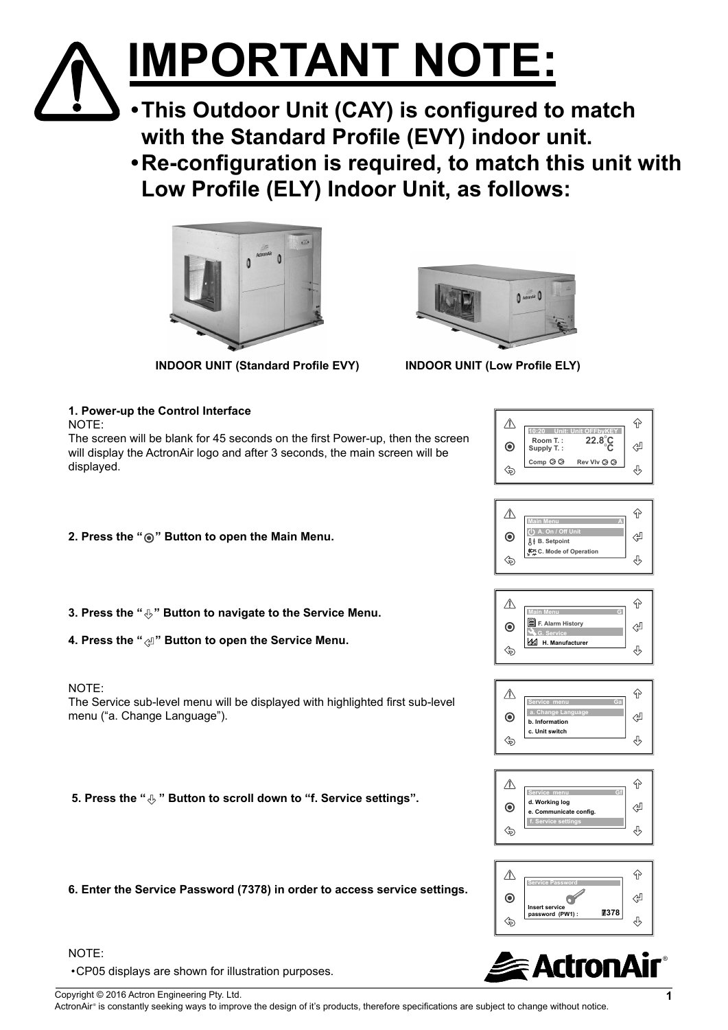# IMPORTANT NOTE:

- **This Outdoor Unit (CAY) is configured to match with the Standard Profile (EVY) indoor unit.**
- **Re-configuration is required, to match this unit with Low Profile (ELY) Indoor Unit, as follows:**

**INDOOR UNIT (Standard Profile EVY)** **INDOOR UNIT (Low Profile ELY)**

**1. Power-up the Control Interface**

NOTE:
The screen will be blank for 45 seconds on the first Power-up, then the screen will display the ActronAir logo and after 3 seconds, the main screen will be displayed.

**2. Press the "◉" Button to open the Main Menu.**

**3. Press the "⇩" Button to navigate to the Service Menu.**

**4. Press the "⏎" Button to open the Service Menu.**

NOTE:
The Service sub-level menu will be displayed with highlighted first sub-level menu ("a. Change Language").

**5. Press the "⇩" Button to scroll down to "f. Service settings".**

**6. Enter the Service Password (7378) in order to access service settings.**

NOTE:
- CP05 displays are shown for illustration purposes.

Copyright © 2016 Actron Engineering Pty. Ltd.
ActronAir® is constantly seeking ways to improve the design of it's products, therefore specifications are subject to change without notice.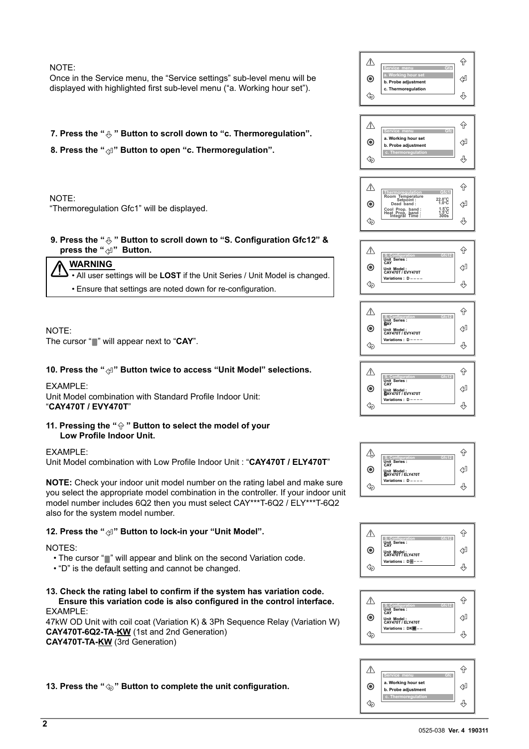NOTE:
Once in the Service menu, the "Service settings" sub-level menu will be displayed with highlighted first sub-level menu ("a. Working hour set").

Service menu Gfa
a. Working hour set
b. Probe adjustment
c. Thermoregulation

**7. Press the "⇩" Button to scroll down to "c. Thermoregulation".**

**8. Press the "⏎" Button to open "c. Thermoregulation".**

Service menu Gfc
a. Working hour set
b. Probe adjustment
c. Thermoregulation

NOTE:
"Thermoregulation Gfc1" will be displayed.

Thermoregulation Gfc1
Room Temperature
Setpoint : 22.0°C
Dead band : 1.0°C
Cool Prop. band : 1.5°C
Heat Prop. band : 1.5°C
Integral Time : 300s

**9. Press the "⇩" Button to scroll down to "S. Configuration Gfc12" & press the "⏎" Button.**

**WARNING**

- All user settings will be **LOST** if the Unit Series / Unit Model is changed.
- Ensure that settings are noted down for re-configuration.

S. Configuration Gfc12
Unit Series :
CAY
Unit Model :
CAY470T / EVY470T
Variations : D – – – –

NOTE:
The cursor "▮" will appear next to "**CAY**".

**10. Press the "⏎" Button twice to access "Unit Model" selections.**

EXAMPLE:
Unit Model combination with Standard Profile Indoor Unit:
"**CAY470T / EVY470T**"

**11. Pressing the "⇧" Button to select the model of your Low Profile Indoor Unit.**

EXAMPLE:
Unit Model combination with Low Profile Indoor Unit : "**CAY470T / ELY470T**"

S. Configuration Gfc12
Unit Series :
CAY
Unit Model :
CAY470T / ELY470T
Variations : D – – – –

**NOTE:** Check your indoor unit model number on the rating label and make sure you select the appropriate model combination in the controller. If your indoor unit model number includes 6Q2 then you must select CAY***T-6Q2 / ELY***T-6Q2 also for the system model number.

**12. Press the "⏎" Button to lock-in your "Unit Model".**

NOTES:

- The cursor "▮" will appear and blink on the second Variation code.
- "D" is the default setting and cannot be changed.

**13. Check the rating label to confirm if the system has variation code. Ensure this variation code is also configured in the control interface.**

EXAMPLE:
47kW OD Unit with coil coat (Variation K) & 3Ph Sequence Relay (Variation W)
**CAY470T-6Q2-TA-KW** (1st and 2nd Generation)
**CAY470T-TA-KW** (3rd Generation)

S. Configuration Gfc12
Unit Series :
CAY
Unit Model :
CAY470T / ELY470T
Variations : DKW – –

**13. Press the "⇦" Button to complete the unit configuration.**

Service menu Gfc
a. Working hour set
b. Probe adjustment
c. Thermoregulation

0525-038 **Ver. 4 190311**